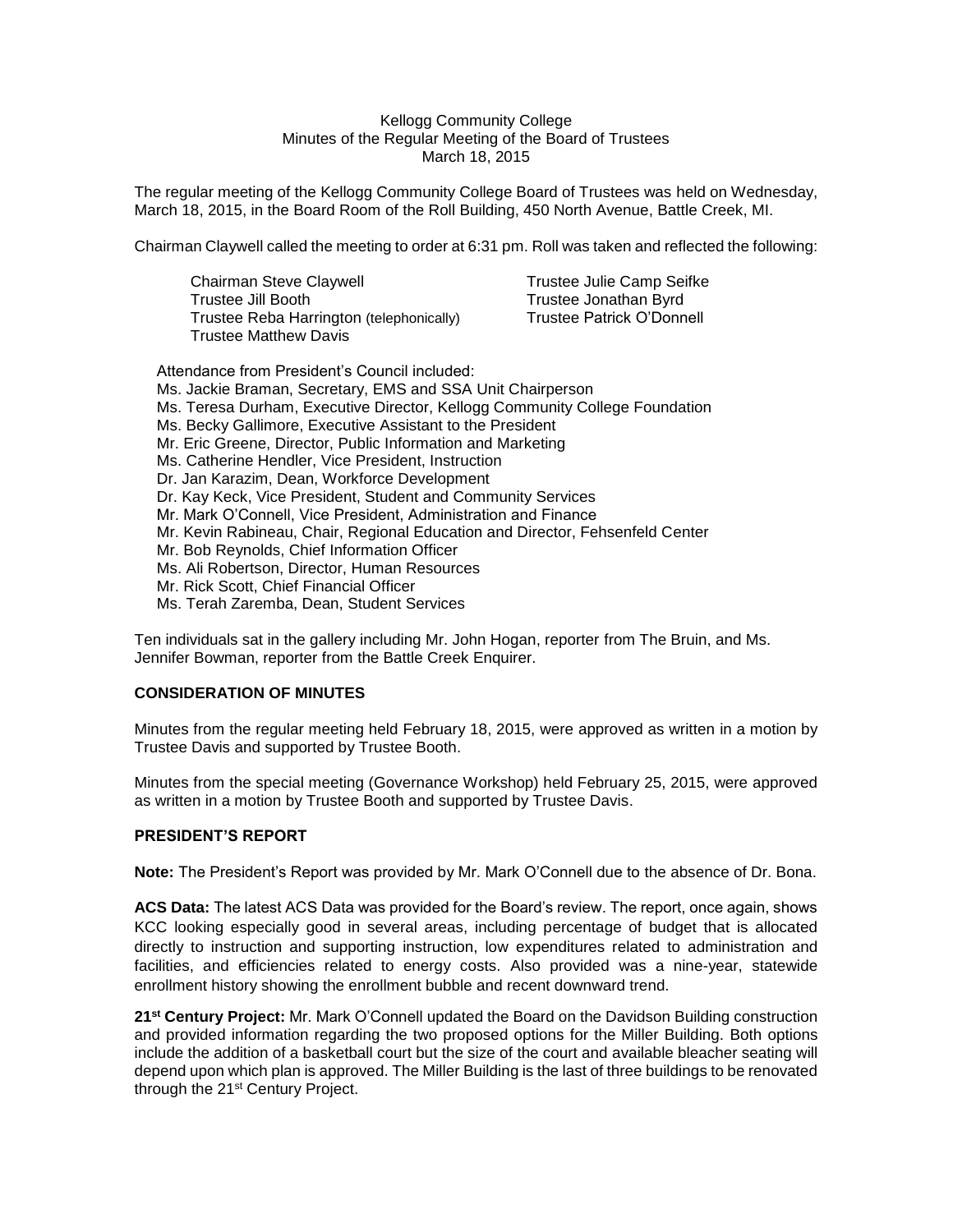Kellogg Community College
Minutes of the Regular Meeting of the Board of Trustees
March 18, 2015

The regular meeting of the Kellogg Community College Board of Trustees was held on Wednesday, March 18, 2015, in the Board Room of the Roll Building, 450 North Avenue, Battle Creek, MI.

Chairman Claywell called the meeting to order at 6:31 pm. Roll was taken and reflected the following:

Chairman Steve Claywell
Trustee Jill Booth
Trustee Reba Harrington (telephonically)
Trustee Matthew Davis
Trustee Julie Camp Seifke
Trustee Jonathan Byrd
Trustee Patrick O'Donnell

Attendance from President's Council included:

Ms. Jackie Braman, Secretary, EMS and SSA Unit Chairperson
Ms. Teresa Durham, Executive Director, Kellogg Community College Foundation
Ms. Becky Gallimore, Executive Assistant to the President
Mr. Eric Greene, Director, Public Information and Marketing
Ms. Catherine Hendler, Vice President, Instruction
Dr. Jan Karazim, Dean, Workforce Development
Dr. Kay Keck, Vice President, Student and Community Services
Mr. Mark O'Connell, Vice President, Administration and Finance
Mr. Kevin Rabineau, Chair, Regional Education and Director, Fehsenfeld Center
Mr. Bob Reynolds, Chief Information Officer
Ms. Ali Robertson, Director, Human Resources
Mr. Rick Scott, Chief Financial Officer
Ms. Terah Zaremba, Dean, Student Services

Ten individuals sat in the gallery including Mr. John Hogan, reporter from The Bruin, and Ms. Jennifer Bowman, reporter from the Battle Creek Enquirer.

## CONSIDERATION OF MINUTES

Minutes from the regular meeting held February 18, 2015, were approved as written in a motion by Trustee Davis and supported by Trustee Booth.

Minutes from the special meeting (Governance Workshop) held February 25, 2015, were approved as written in a motion by Trustee Booth and supported by Trustee Davis.

## PRESIDENT'S REPORT

**Note:** The President's Report was provided by Mr. Mark O'Connell due to the absence of Dr. Bona.

**ACS Data:** The latest ACS Data was provided for the Board's review. The report, once again, shows KCC looking especially good in several areas, including percentage of budget that is allocated directly to instruction and supporting instruction, low expenditures related to administration and facilities, and efficiencies related to energy costs. Also provided was a nine-year, statewide enrollment history showing the enrollment bubble and recent downward trend.

**21st Century Project:** Mr. Mark O'Connell updated the Board on the Davidson Building construction and provided information regarding the two proposed options for the Miller Building. Both options include the addition of a basketball court but the size of the court and available bleacher seating will depend upon which plan is approved. The Miller Building is the last of three buildings to be renovated through the 21st Century Project.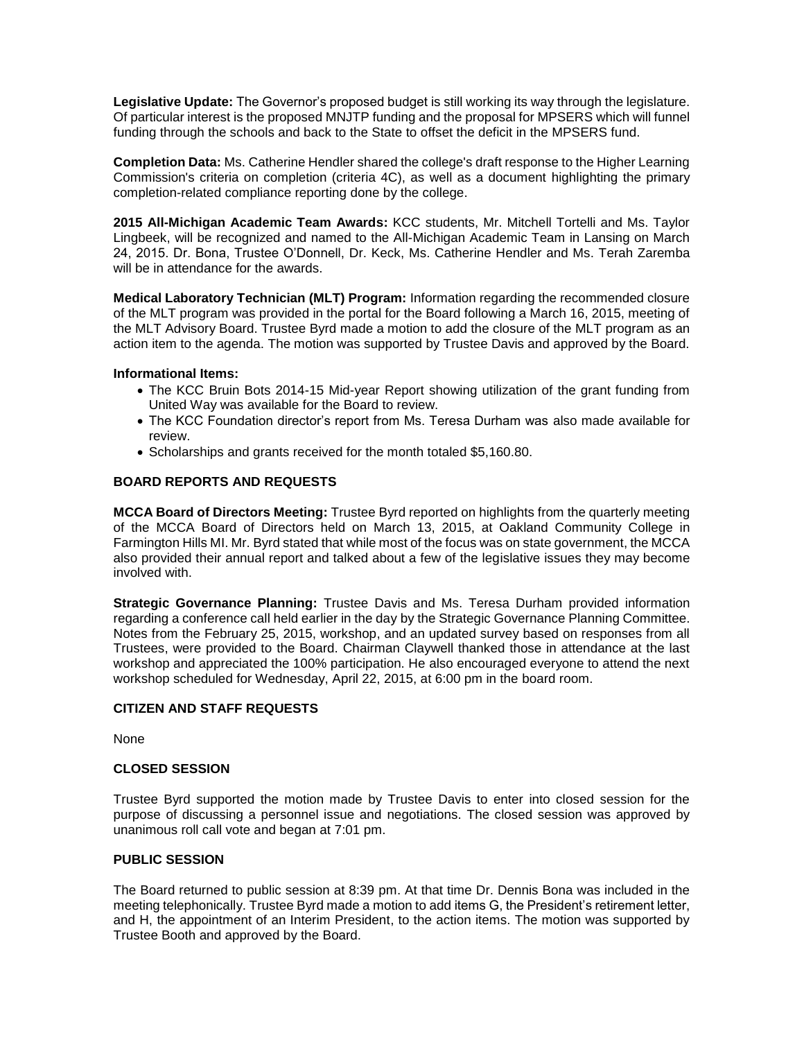**Legislative Update:** The Governor's proposed budget is still working its way through the legislature. Of particular interest is the proposed MNJTP funding and the proposal for MPSERS which will funnel funding through the schools and back to the State to offset the deficit in the MPSERS fund.

**Completion Data:** Ms. Catherine Hendler shared the college's draft response to the Higher Learning Commission's criteria on completion (criteria 4C), as well as a document highlighting the primary completion-related compliance reporting done by the college.

**2015 All-Michigan Academic Team Awards:** KCC students, Mr. Mitchell Tortelli and Ms. Taylor Lingbeek, will be recognized and named to the All-Michigan Academic Team in Lansing on March 24, 2015. Dr. Bona, Trustee O'Donnell, Dr. Keck, Ms. Catherine Hendler and Ms. Terah Zaremba will be in attendance for the awards.

**Medical Laboratory Technician (MLT) Program:** Information regarding the recommended closure of the MLT program was provided in the portal for the Board following a March 16, 2015, meeting of the MLT Advisory Board. Trustee Byrd made a motion to add the closure of the MLT program as an action item to the agenda. The motion was supported by Trustee Davis and approved by the Board.

**Informational Items:**

- The KCC Bruin Bots 2014-15 Mid-year Report showing utilization of the grant funding from United Way was available for the Board to review.
- The KCC Foundation director's report from Ms. Teresa Durham was also made available for review.
- Scholarships and grants received for the month totaled $5,160.80.

## BOARD REPORTS AND REQUESTS

**MCCA Board of Directors Meeting:** Trustee Byrd reported on highlights from the quarterly meeting of the MCCA Board of Directors held on March 13, 2015, at Oakland Community College in Farmington Hills MI. Mr. Byrd stated that while most of the focus was on state government, the MCCA also provided their annual report and talked about a few of the legislative issues they may become involved with.

**Strategic Governance Planning:** Trustee Davis and Ms. Teresa Durham provided information regarding a conference call held earlier in the day by the Strategic Governance Planning Committee. Notes from the February 25, 2015, workshop, and an updated survey based on responses from all Trustees, were provided to the Board. Chairman Claywell thanked those in attendance at the last workshop and appreciated the 100% participation. He also encouraged everyone to attend the next workshop scheduled for Wednesday, April 22, 2015, at 6:00 pm in the board room.

## CITIZEN AND STAFF REQUESTS

None

## CLOSED SESSION

Trustee Byrd supported the motion made by Trustee Davis to enter into closed session for the purpose of discussing a personnel issue and negotiations. The closed session was approved by unanimous roll call vote and began at 7:01 pm.

## PUBLIC SESSION

The Board returned to public session at 8:39 pm. At that time Dr. Dennis Bona was included in the meeting telephonically. Trustee Byrd made a motion to add items G, the President's retirement letter, and H, the appointment of an Interim President, to the action items. The motion was supported by Trustee Booth and approved by the Board.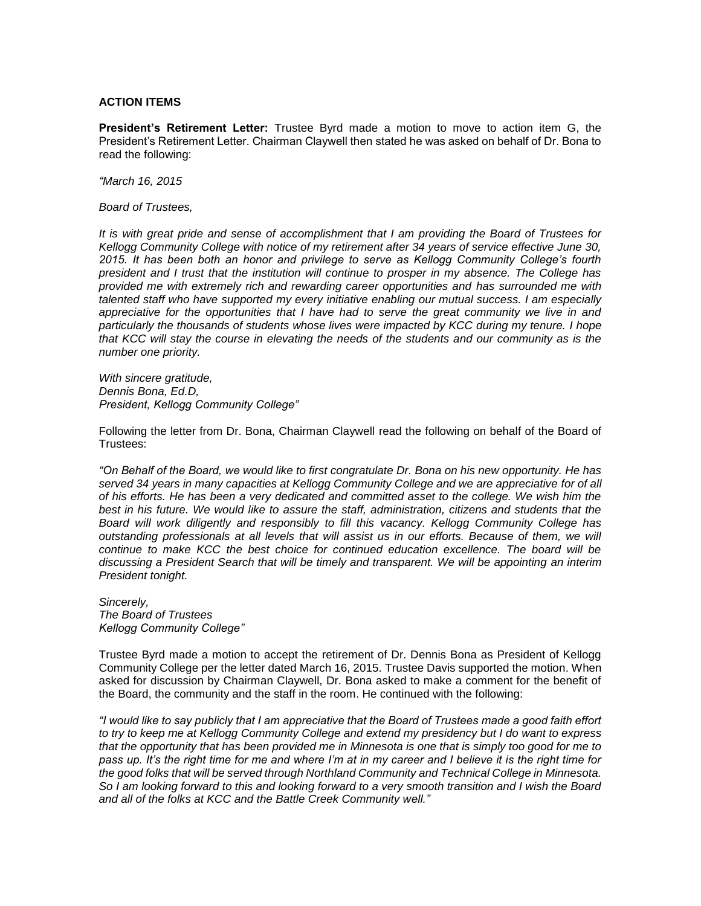**ACTION ITEMS**

**President's Retirement Letter:** Trustee Byrd made a motion to move to action item G, the President's Retirement Letter. Chairman Claywell then stated he was asked on behalf of Dr. Bona to read the following:

*"March 16, 2015*

*Board of Trustees,*

*It is with great pride and sense of accomplishment that I am providing the Board of Trustees for Kellogg Community College with notice of my retirement after 34 years of service effective June 30, 2015. It has been both an honor and privilege to serve as Kellogg Community College's fourth president and I trust that the institution will continue to prosper in my absence. The College has provided me with extremely rich and rewarding career opportunities and has surrounded me with talented staff who have supported my every initiative enabling our mutual success. I am especially appreciative for the opportunities that I have had to serve the great community we live in and particularly the thousands of students whose lives were impacted by KCC during my tenure. I hope that KCC will stay the course in elevating the needs of the students and our community as is the number one priority.*

*With sincere gratitude,*
*Dennis Bona, Ed.D,*
*President, Kellogg Community College"*

Following the letter from Dr. Bona, Chairman Claywell read the following on behalf of the Board of Trustees:

*"On Behalf of the Board, we would like to first congratulate Dr. Bona on his new opportunity. He has served 34 years in many capacities at Kellogg Community College and we are appreciative for of all of his efforts. He has been a very dedicated and committed asset to the college. We wish him the best in his future. We would like to assure the staff, administration, citizens and students that the Board will work diligently and responsibly to fill this vacancy. Kellogg Community College has outstanding professionals at all levels that will assist us in our efforts. Because of them, we will continue to make KCC the best choice for continued education excellence. The board will be discussing a President Search that will be timely and transparent. We will be appointing an interim President tonight.*

*Sincerely,*
*The Board of Trustees*
*Kellogg Community College"*

Trustee Byrd made a motion to accept the retirement of Dr. Dennis Bona as President of Kellogg Community College per the letter dated March 16, 2015. Trustee Davis supported the motion. When asked for discussion by Chairman Claywell, Dr. Bona asked to make a comment for the benefit of the Board, the community and the staff in the room. He continued with the following:

*"I would like to say publicly that I am appreciative that the Board of Trustees made a good faith effort to try to keep me at Kellogg Community College and extend my presidency but I do want to express that the opportunity that has been provided me in Minnesota is one that is simply too good for me to pass up. It's the right time for me and where I'm at in my career and I believe it is the right time for the good folks that will be served through Northland Community and Technical College in Minnesota. So I am looking forward to this and looking forward to a very smooth transition and I wish the Board and all of the folks at KCC and the Battle Creek Community well."*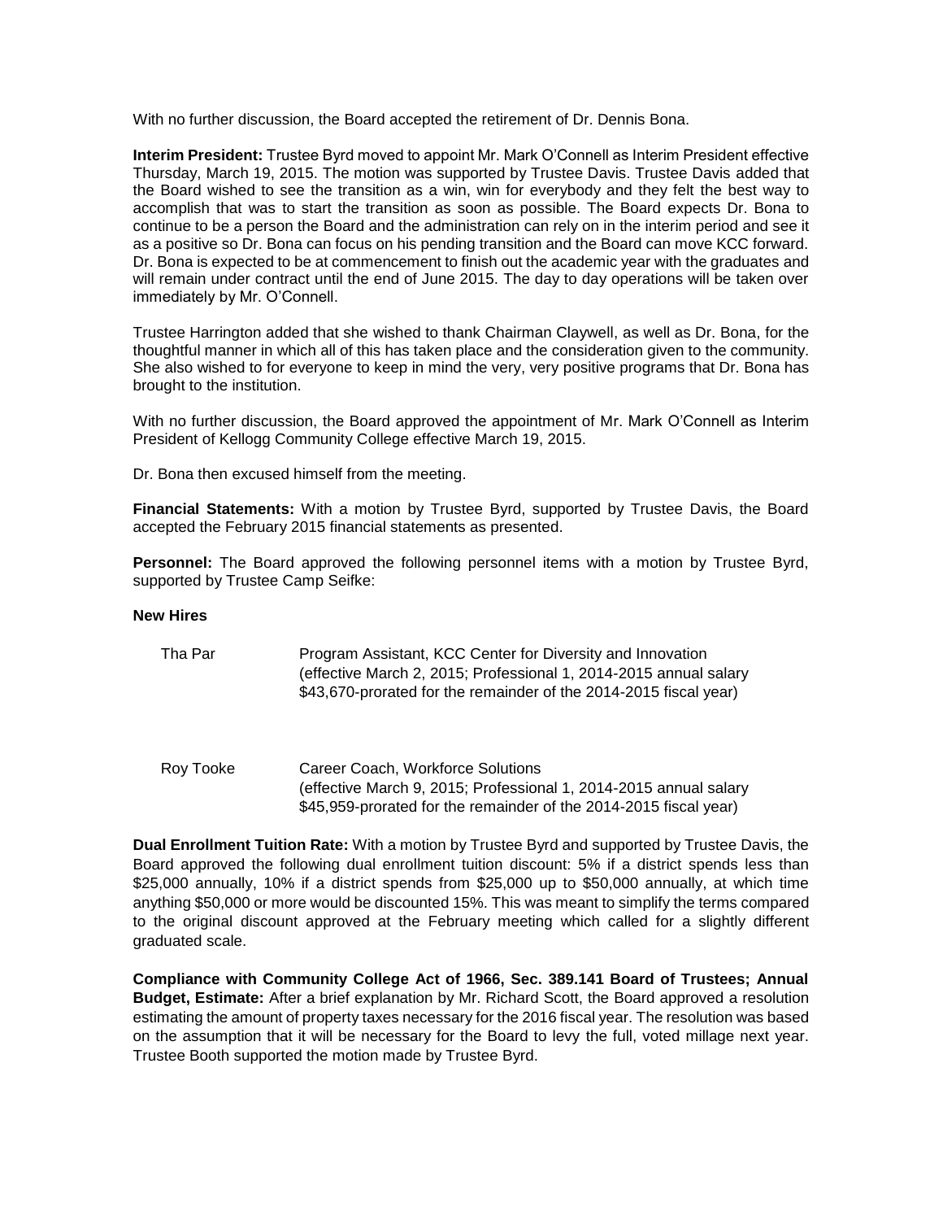With no further discussion, the Board accepted the retirement of Dr. Dennis Bona.

**Interim President:** Trustee Byrd moved to appoint Mr. Mark O'Connell as Interim President effective Thursday, March 19, 2015. The motion was supported by Trustee Davis. Trustee Davis added that the Board wished to see the transition as a win, win for everybody and they felt the best way to accomplish that was to start the transition as soon as possible. The Board expects Dr. Bona to continue to be a person the Board and the administration can rely on in the interim period and see it as a positive so Dr. Bona can focus on his pending transition and the Board can move KCC forward. Dr. Bona is expected to be at commencement to finish out the academic year with the graduates and will remain under contract until the end of June 2015. The day to day operations will be taken over immediately by Mr. O'Connell.

Trustee Harrington added that she wished to thank Chairman Claywell, as well as Dr. Bona, for the thoughtful manner in which all of this has taken place and the consideration given to the community. She also wished to for everyone to keep in mind the very, very positive programs that Dr. Bona has brought to the institution.

With no further discussion, the Board approved the appointment of Mr. Mark O'Connell as Interim President of Kellogg Community College effective March 19, 2015.

Dr. Bona then excused himself from the meeting.

**Financial Statements:** With a motion by Trustee Byrd, supported by Trustee Davis, the Board accepted the February 2015 financial statements as presented.

**Personnel:** The Board approved the following personnel items with a motion by Trustee Byrd, supported by Trustee Camp Seifke:

**New Hires**

| | |
|---|---|
| Tha Par | Program Assistant, KCC Center for Diversity and Innovation (effective March 2, 2015; Professional 1, 2014-2015 annual salary $43,670-prorated for the remainder of the 2014-2015 fiscal year) |
| Roy Tooke | Career Coach, Workforce Solutions (effective March 9, 2015; Professional 1, 2014-2015 annual salary $45,959-prorated for the remainder of the 2014-2015 fiscal year) |

**Dual Enrollment Tuition Rate:** With a motion by Trustee Byrd and supported by Trustee Davis, the Board approved the following dual enrollment tuition discount: 5% if a district spends less than $25,000 annually, 10% if a district spends from $25,000 up to $50,000 annually, at which time anything $50,000 or more would be discounted 15%. This was meant to simplify the terms compared to the original discount approved at the February meeting which called for a slightly different graduated scale.

**Compliance with Community College Act of 1966, Sec. 389.141 Board of Trustees; Annual Budget, Estimate:** After a brief explanation by Mr. Richard Scott, the Board approved a resolution estimating the amount of property taxes necessary for the 2016 fiscal year. The resolution was based on the assumption that it will be necessary for the Board to levy the full, voted millage next year. Trustee Booth supported the motion made by Trustee Byrd.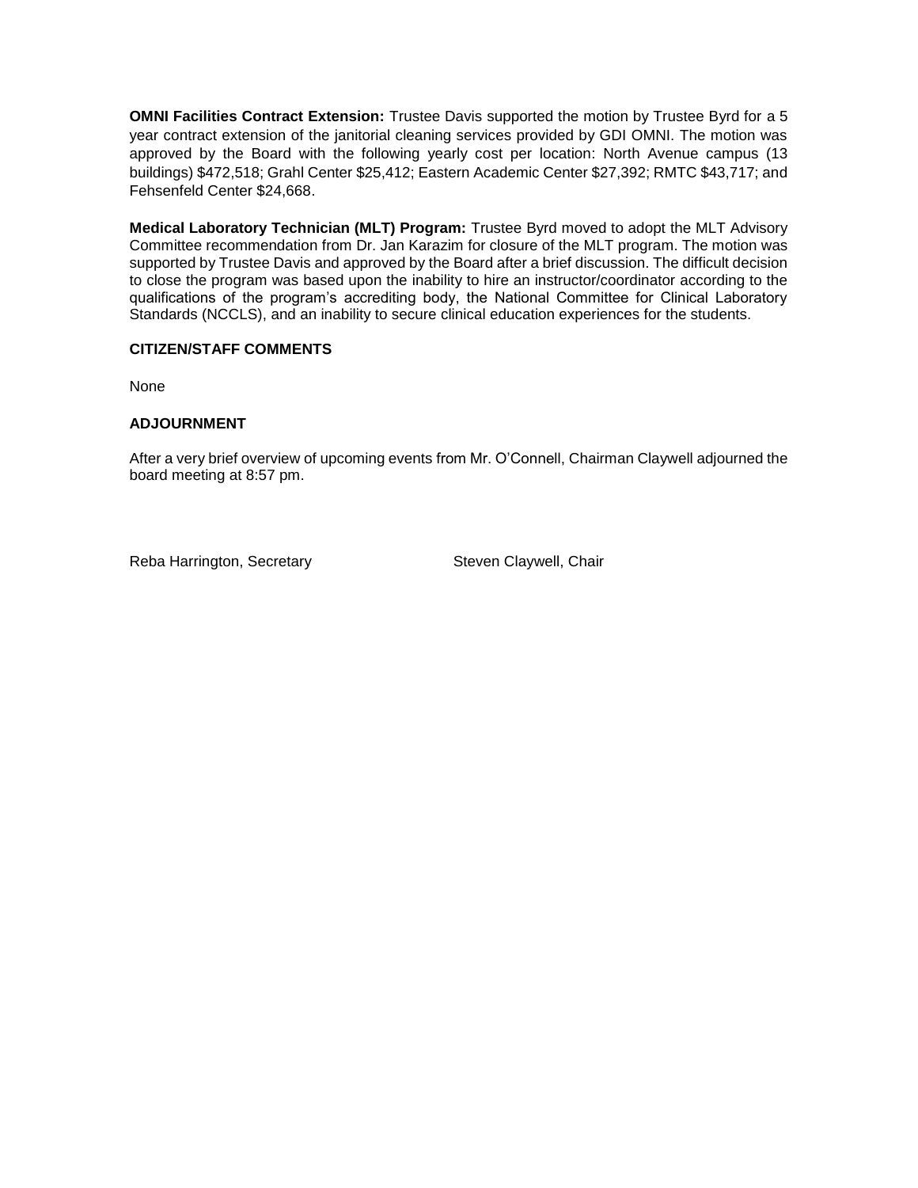**OMNI Facilities Contract Extension:** Trustee Davis supported the motion by Trustee Byrd for a 5 year contract extension of the janitorial cleaning services provided by GDI OMNI. The motion was approved by the Board with the following yearly cost per location: North Avenue campus (13 buildings) $472,518; Grahl Center $25,412; Eastern Academic Center $27,392; RMTC $43,717; and Fehsenfeld Center $24,668.

**Medical Laboratory Technician (MLT) Program:** Trustee Byrd moved to adopt the MLT Advisory Committee recommendation from Dr. Jan Karazim for closure of the MLT program. The motion was supported by Trustee Davis and approved by the Board after a brief discussion. The difficult decision to close the program was based upon the inability to hire an instructor/coordinator according to the qualifications of the program's accrediting body, the National Committee for Clinical Laboratory Standards (NCCLS), and an inability to secure clinical education experiences for the students.

**CITIZEN/STAFF COMMENTS**

None

**ADJOURNMENT**

After a very brief overview of upcoming events from Mr. O'Connell, Chairman Claywell adjourned the board meeting at 8:57 pm.

Reba Harrington, Secretary

Steven Claywell, Chair